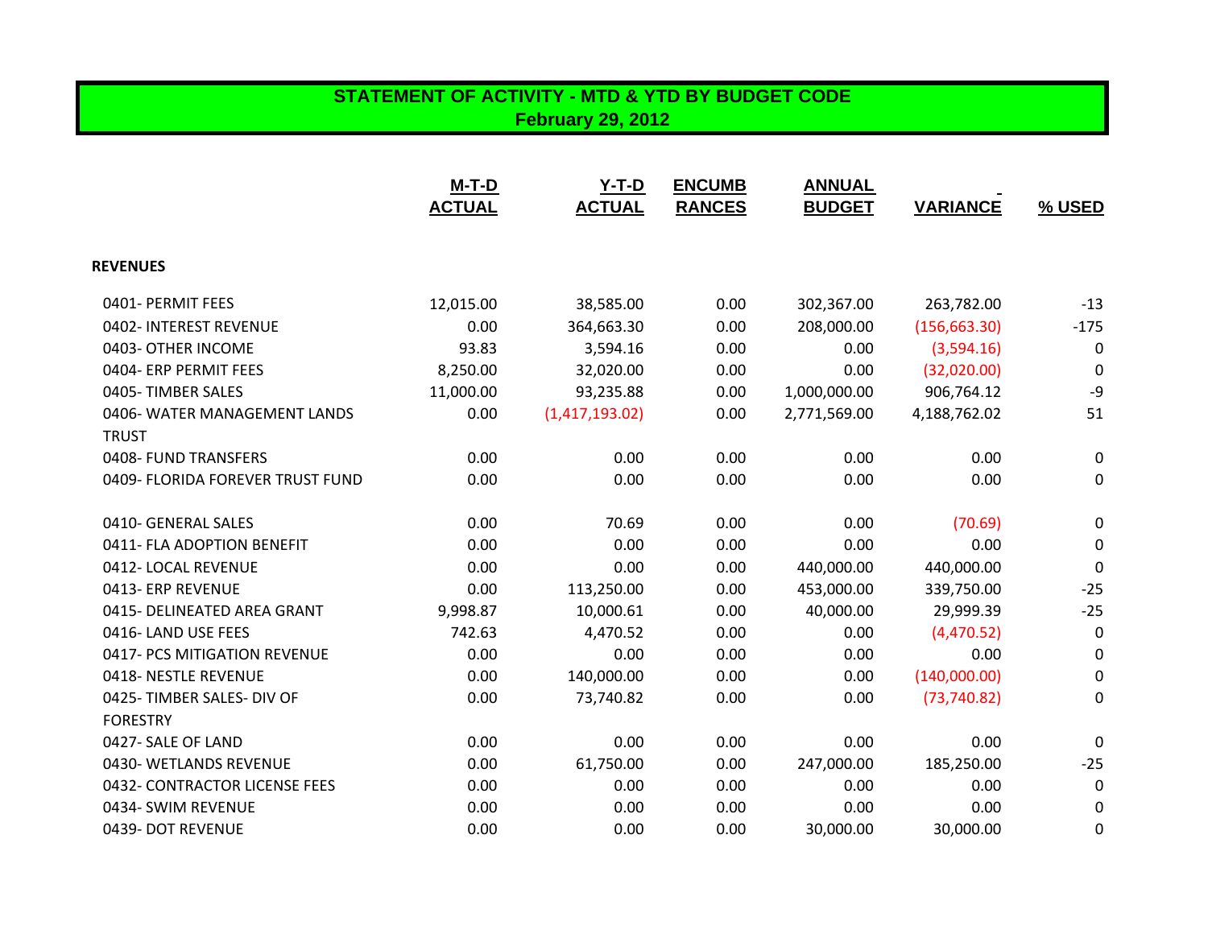# STATEMENT OF ACTIVITY - MTD & YTD BY BUDGET CODE

## February 29, 2012

| | M-T-D ACTUAL | Y-T-D ACTUAL | ENCUMB RANCES | ANNUAL BUDGET | VARIANCE | % USED |
|---|---|---|---|---|---|---|
| **REVENUES** | | | | | | |
| 0401- PERMIT FEES | 12,015.00 | 38,585.00 | 0.00 | 302,367.00 | 263,782.00 | -13 |
| 0402- INTEREST REVENUE | 0.00 | 364,663.30 | 0.00 | 208,000.00 | (156,663.30) | -175 |
| 0403- OTHER INCOME | 93.83 | 3,594.16 | 0.00 | 0.00 | (3,594.16) | 0 |
| 0404- ERP PERMIT FEES | 8,250.00 | 32,020.00 | 0.00 | 0.00 | (32,020.00) | 0 |
| 0405- TIMBER SALES | 11,000.00 | 93,235.88 | 0.00 | 1,000,000.00 | 906,764.12 | -9 |
| 0406- WATER MANAGEMENT LANDS TRUST | 0.00 | (1,417,193.02) | 0.00 | 2,771,569.00 | 4,188,762.02 | 51 |
| 0408- FUND TRANSFERS | 0.00 | 0.00 | 0.00 | 0.00 | 0.00 | 0 |
| 0409- FLORIDA FOREVER TRUST FUND | 0.00 | 0.00 | 0.00 | 0.00 | 0.00 | 0 |
| 0410- GENERAL SALES | 0.00 | 70.69 | 0.00 | 0.00 | (70.69) | 0 |
| 0411- FLA ADOPTION BENEFIT | 0.00 | 0.00 | 0.00 | 0.00 | 0.00 | 0 |
| 0412- LOCAL REVENUE | 0.00 | 0.00 | 0.00 | 440,000.00 | 440,000.00 | 0 |
| 0413- ERP REVENUE | 0.00 | 113,250.00 | 0.00 | 453,000.00 | 339,750.00 | -25 |
| 0415- DELINEATED AREA GRANT | 9,998.87 | 10,000.61 | 0.00 | 40,000.00 | 29,999.39 | -25 |
| 0416- LAND USE FEES | 742.63 | 4,470.52 | 0.00 | 0.00 | (4,470.52) | 0 |
| 0417- PCS MITIGATION REVENUE | 0.00 | 0.00 | 0.00 | 0.00 | 0.00 | 0 |
| 0418- NESTLE REVENUE | 0.00 | 140,000.00 | 0.00 | 0.00 | (140,000.00) | 0 |
| 0425- TIMBER SALES- DIV OF FORESTRY | 0.00 | 73,740.82 | 0.00 | 0.00 | (73,740.82) | 0 |
| 0427- SALE OF LAND | 0.00 | 0.00 | 0.00 | 0.00 | 0.00 | 0 |
| 0430- WETLANDS REVENUE | 0.00 | 61,750.00 | 0.00 | 247,000.00 | 185,250.00 | -25 |
| 0432- CONTRACTOR LICENSE FEES | 0.00 | 0.00 | 0.00 | 0.00 | 0.00 | 0 |
| 0434- SWIM REVENUE | 0.00 | 0.00 | 0.00 | 0.00 | 0.00 | 0 |
| 0439- DOT REVENUE | 0.00 | 0.00 | 0.00 | 30,000.00 | 30,000.00 | 0 |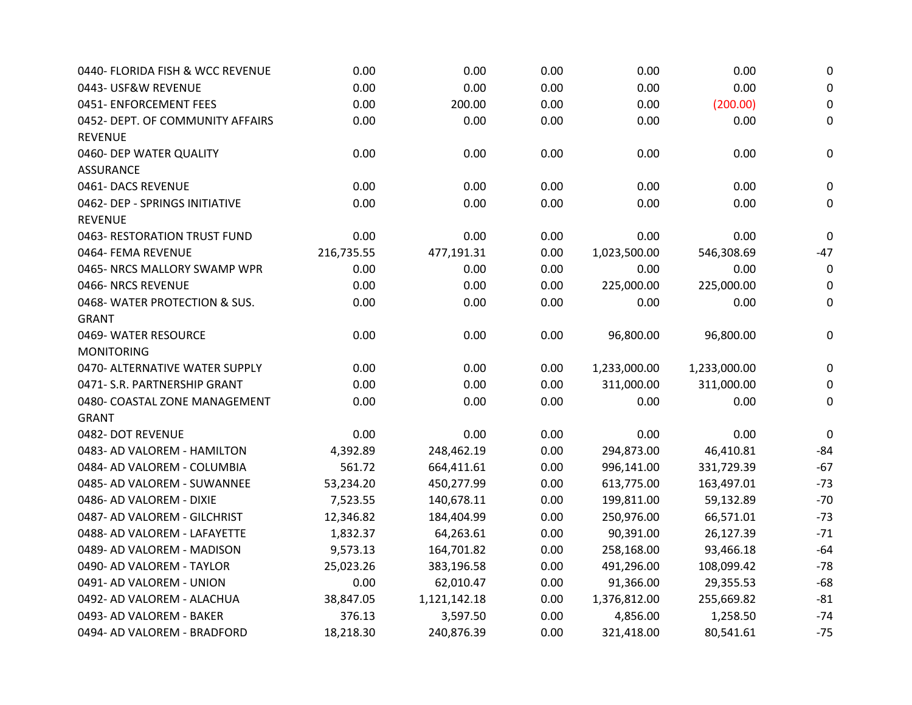| | | | | | | |
|---|---|---|---|---|---|---|
| 0440- FLORIDA FISH & WCC REVENUE | 0.00 | 0.00 | 0.00 | 0.00 | 0.00 | 0 |
| 0443- USF&W REVENUE | 0.00 | 0.00 | 0.00 | 0.00 | 0.00 | 0 |
| 0451- ENFORCEMENT FEES | 0.00 | 200.00 | 0.00 | 0.00 | (200.00) | 0 |
| 0452- DEPT. OF COMMUNITY AFFAIRS REVENUE | 0.00 | 0.00 | 0.00 | 0.00 | 0.00 | 0 |
| 0460- DEP WATER QUALITY ASSURANCE | 0.00 | 0.00 | 0.00 | 0.00 | 0.00 | 0 |
| 0461- DACS REVENUE | 0.00 | 0.00 | 0.00 | 0.00 | 0.00 | 0 |
| 0462- DEP - SPRINGS INITIATIVE REVENUE | 0.00 | 0.00 | 0.00 | 0.00 | 0.00 | 0 |
| 0463- RESTORATION TRUST FUND | 0.00 | 0.00 | 0.00 | 0.00 | 0.00 | 0 |
| 0464- FEMA REVENUE | 216,735.55 | 477,191.31 | 0.00 | 1,023,500.00 | 546,308.69 | -47 |
| 0465- NRCS MALLORY SWAMP WPR | 0.00 | 0.00 | 0.00 | 0.00 | 0.00 | 0 |
| 0466- NRCS REVENUE | 0.00 | 0.00 | 0.00 | 225,000.00 | 225,000.00 | 0 |
| 0468- WATER PROTECTION & SUS. GRANT | 0.00 | 0.00 | 0.00 | 0.00 | 0.00 | 0 |
| 0469- WATER RESOURCE MONITORING | 0.00 | 0.00 | 0.00 | 96,800.00 | 96,800.00 | 0 |
| 0470- ALTERNATIVE WATER SUPPLY | 0.00 | 0.00 | 0.00 | 1,233,000.00 | 1,233,000.00 | 0 |
| 0471- S.R. PARTNERSHIP GRANT | 0.00 | 0.00 | 0.00 | 311,000.00 | 311,000.00 | 0 |
| 0480- COASTAL ZONE MANAGEMENT GRANT | 0.00 | 0.00 | 0.00 | 0.00 | 0.00 | 0 |
| 0482- DOT REVENUE | 0.00 | 0.00 | 0.00 | 0.00 | 0.00 | 0 |
| 0483- AD VALOREM - HAMILTON | 4,392.89 | 248,462.19 | 0.00 | 294,873.00 | 46,410.81 | -84 |
| 0484- AD VALOREM - COLUMBIA | 561.72 | 664,411.61 | 0.00 | 996,141.00 | 331,729.39 | -67 |
| 0485- AD VALOREM - SUWANNEE | 53,234.20 | 450,277.99 | 0.00 | 613,775.00 | 163,497.01 | -73 |
| 0486- AD VALOREM - DIXIE | 7,523.55 | 140,678.11 | 0.00 | 199,811.00 | 59,132.89 | -70 |
| 0487- AD VALOREM - GILCHRIST | 12,346.82 | 184,404.99 | 0.00 | 250,976.00 | 66,571.01 | -73 |
| 0488- AD VALOREM - LAFAYETTE | 1,832.37 | 64,263.61 | 0.00 | 90,391.00 | 26,127.39 | -71 |
| 0489- AD VALOREM - MADISON | 9,573.13 | 164,701.82 | 0.00 | 258,168.00 | 93,466.18 | -64 |
| 0490- AD VALOREM - TAYLOR | 25,023.26 | 383,196.58 | 0.00 | 491,296.00 | 108,099.42 | -78 |
| 0491- AD VALOREM - UNION | 0.00 | 62,010.47 | 0.00 | 91,366.00 | 29,355.53 | -68 |
| 0492- AD VALOREM - ALACHUA | 38,847.05 | 1,121,142.18 | 0.00 | 1,376,812.00 | 255,669.82 | -81 |
| 0493- AD VALOREM - BAKER | 376.13 | 3,597.50 | 0.00 | 4,856.00 | 1,258.50 | -74 |
| 0494- AD VALOREM - BRADFORD | 18,218.30 | 240,876.39 | 0.00 | 321,418.00 | 80,541.61 | -75 |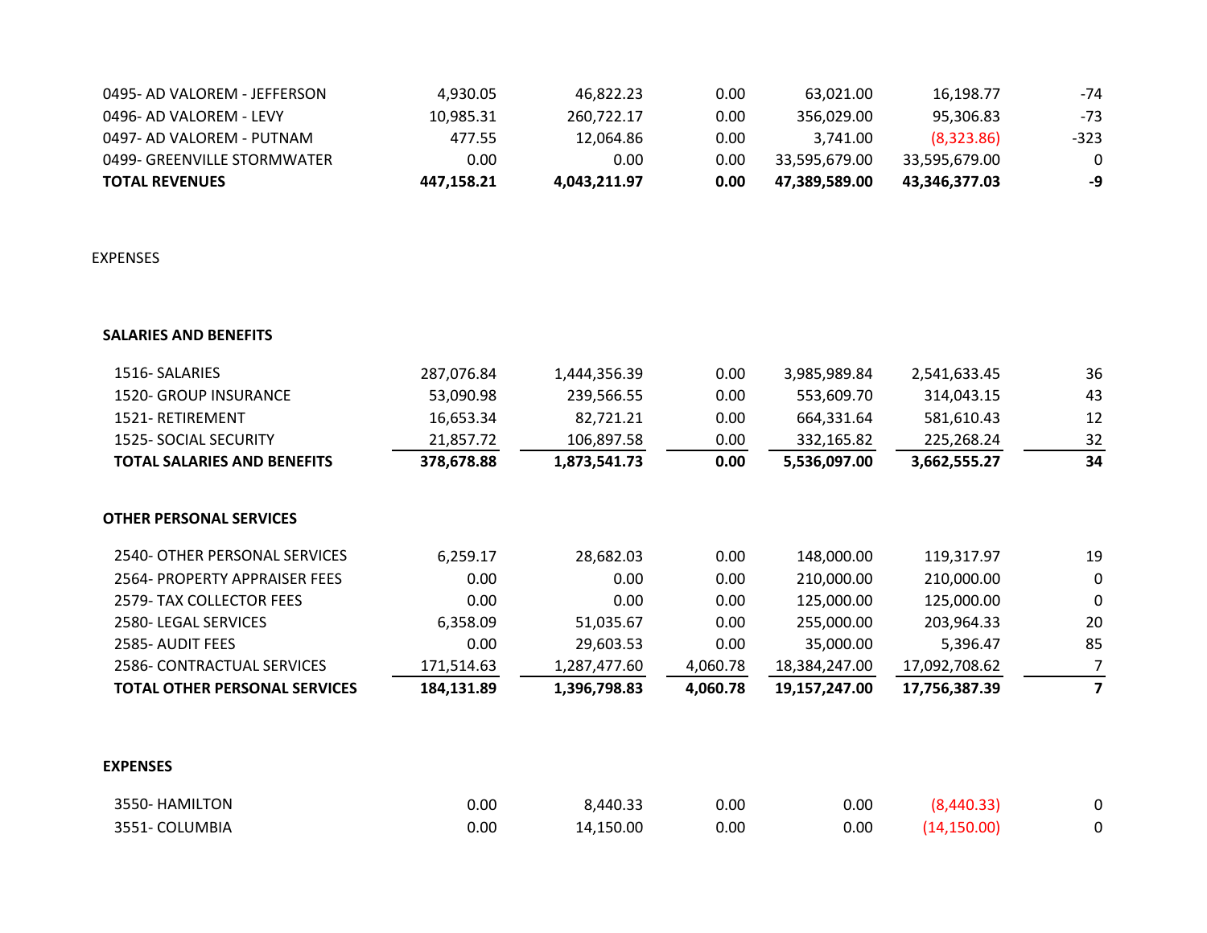| | | | | | | |
|---|---|---|---|---|---|---|
| 0495- AD VALOREM - JEFFERSON | 4,930.05 | 46,822.23 | 0.00 | 63,021.00 | 16,198.77 | -74 |
| 0496- AD VALOREM - LEVY | 10,985.31 | 260,722.17 | 0.00 | 356,029.00 | 95,306.83 | -73 |
| 0497- AD VALOREM - PUTNAM | 477.55 | 12,064.86 | 0.00 | 3,741.00 | (8,323.86) | -323 |
| 0499- GREENVILLE STORMWATER | 0.00 | 0.00 | 0.00 | 33,595,679.00 | 33,595,679.00 | 0 |
| **TOTAL REVENUES** | **447,158.21** | **4,043,211.97** | **0.00** | **47,389,589.00** | **43,346,377.03** | **-9** |

EXPENSES

| | | | | | | |
|---|---|---|---|---|---|---|
| **SALARIES AND BENEFITS** | | | | | | |
| 1516- SALARIES | 287,076.84 | 1,444,356.39 | 0.00 | 3,985,989.84 | 2,541,633.45 | 36 |
| 1520- GROUP INSURANCE | 53,090.98 | 239,566.55 | 0.00 | 553,609.70 | 314,043.15 | 43 |
| 1521- RETIREMENT | 16,653.34 | 82,721.21 | 0.00 | 664,331.64 | 581,610.43 | 12 |
| 1525- SOCIAL SECURITY | 21,857.72 | 106,897.58 | 0.00 | 332,165.82 | 225,268.24 | 32 |
| **TOTAL SALARIES AND BENEFITS** | **378,678.88** | **1,873,541.73** | **0.00** | **5,536,097.00** | **3,662,555.27** | **34** |
| **OTHER PERSONAL SERVICES** | | | | | | |
| 2540- OTHER PERSONAL SERVICES | 6,259.17 | 28,682.03 | 0.00 | 148,000.00 | 119,317.97 | 19 |
| 2564- PROPERTY APPRAISER FEES | 0.00 | 0.00 | 0.00 | 210,000.00 | 210,000.00 | 0 |
| 2579- TAX COLLECTOR FEES | 0.00 | 0.00 | 0.00 | 125,000.00 | 125,000.00 | 0 |
| 2580- LEGAL SERVICES | 6,358.09 | 51,035.67 | 0.00 | 255,000.00 | 203,964.33 | 20 |
| 2585- AUDIT FEES | 0.00 | 29,603.53 | 0.00 | 35,000.00 | 5,396.47 | 85 |
| 2586- CONTRACTUAL SERVICES | 171,514.63 | 1,287,477.60 | 4,060.78 | 18,384,247.00 | 17,092,708.62 | 7 |
| **TOTAL OTHER PERSONAL SERVICES** | **184,131.89** | **1,396,798.83** | **4,060.78** | **19,157,247.00** | **17,756,387.39** | **7** |
| **EXPENSES** | | | | | | |
| 3550- HAMILTON | 0.00 | 8,440.33 | 0.00 | 0.00 | (8,440.33) | 0 |
| 3551- COLUMBIA | 0.00 | 14,150.00 | 0.00 | 0.00 | (14,150.00) | 0 |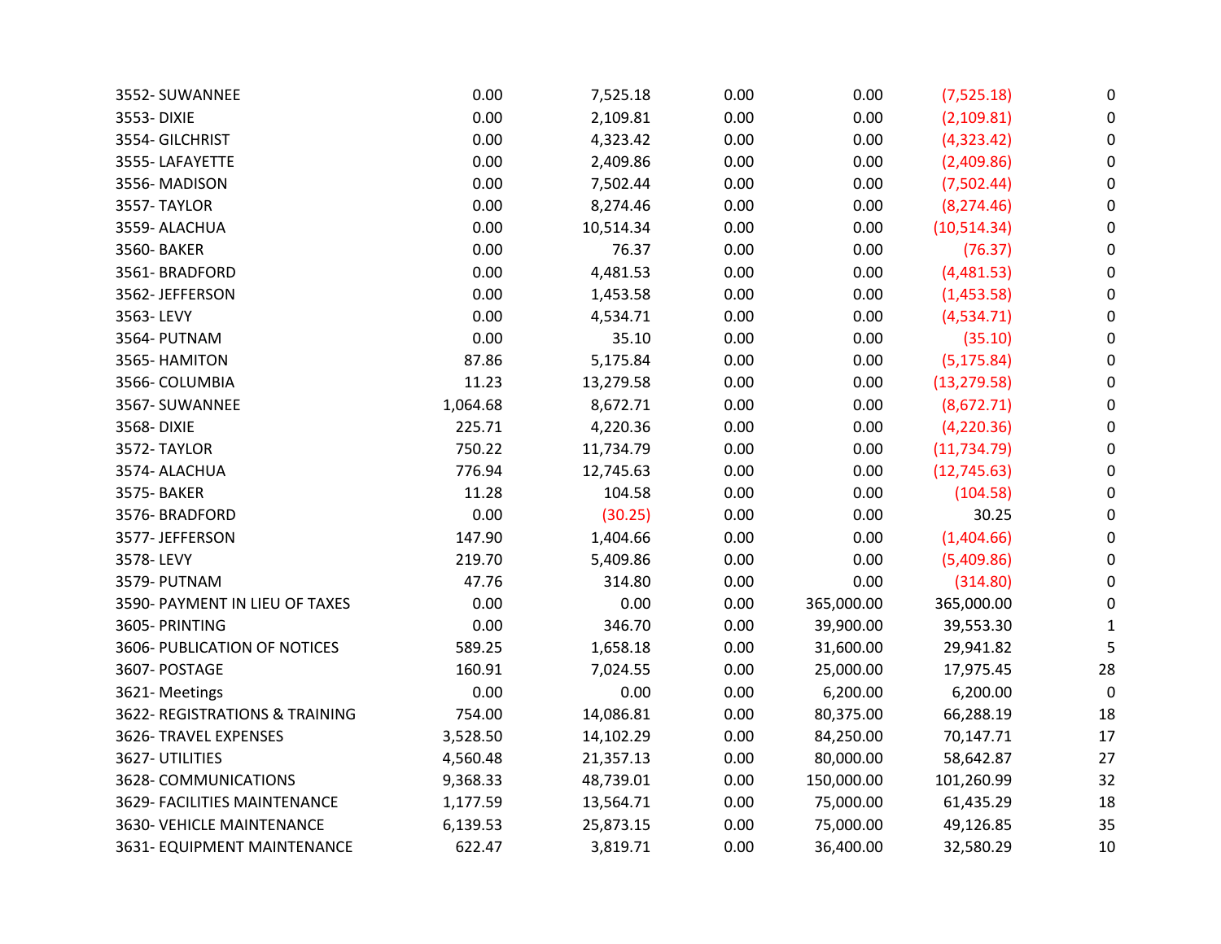| | | | | | | |
|---|---|---|---|---|---|---|
| 3552- SUWANNEE | 0.00 | 7,525.18 | 0.00 | 0.00 | (7,525.18) | 0 |
| 3553- DIXIE | 0.00 | 2,109.81 | 0.00 | 0.00 | (2,109.81) | 0 |
| 3554- GILCHRIST | 0.00 | 4,323.42 | 0.00 | 0.00 | (4,323.42) | 0 |
| 3555- LAFAYETTE | 0.00 | 2,409.86 | 0.00 | 0.00 | (2,409.86) | 0 |
| 3556- MADISON | 0.00 | 7,502.44 | 0.00 | 0.00 | (7,502.44) | 0 |
| 3557- TAYLOR | 0.00 | 8,274.46 | 0.00 | 0.00 | (8,274.46) | 0 |
| 3559- ALACHUA | 0.00 | 10,514.34 | 0.00 | 0.00 | (10,514.34) | 0 |
| 3560- BAKER | 0.00 | 76.37 | 0.00 | 0.00 | (76.37) | 0 |
| 3561- BRADFORD | 0.00 | 4,481.53 | 0.00 | 0.00 | (4,481.53) | 0 |
| 3562- JEFFERSON | 0.00 | 1,453.58 | 0.00 | 0.00 | (1,453.58) | 0 |
| 3563- LEVY | 0.00 | 4,534.71 | 0.00 | 0.00 | (4,534.71) | 0 |
| 3564- PUTNAM | 0.00 | 35.10 | 0.00 | 0.00 | (35.10) | 0 |
| 3565- HAMITON | 87.86 | 5,175.84 | 0.00 | 0.00 | (5,175.84) | 0 |
| 3566- COLUMBIA | 11.23 | 13,279.58 | 0.00 | 0.00 | (13,279.58) | 0 |
| 3567- SUWANNEE | 1,064.68 | 8,672.71 | 0.00 | 0.00 | (8,672.71) | 0 |
| 3568- DIXIE | 225.71 | 4,220.36 | 0.00 | 0.00 | (4,220.36) | 0 |
| 3572- TAYLOR | 750.22 | 11,734.79 | 0.00 | 0.00 | (11,734.79) | 0 |
| 3574- ALACHUA | 776.94 | 12,745.63 | 0.00 | 0.00 | (12,745.63) | 0 |
| 3575- BAKER | 11.28 | 104.58 | 0.00 | 0.00 | (104.58) | 0 |
| 3576- BRADFORD | 0.00 | (30.25) | 0.00 | 0.00 | 30.25 | 0 |
| 3577- JEFFERSON | 147.90 | 1,404.66 | 0.00 | 0.00 | (1,404.66) | 0 |
| 3578- LEVY | 219.70 | 5,409.86 | 0.00 | 0.00 | (5,409.86) | 0 |
| 3579- PUTNAM | 47.76 | 314.80 | 0.00 | 0.00 | (314.80) | 0 |
| 3590- PAYMENT IN LIEU OF TAXES | 0.00 | 0.00 | 0.00 | 365,000.00 | 365,000.00 | 0 |
| 3605- PRINTING | 0.00 | 346.70 | 0.00 | 39,900.00 | 39,553.30 | 1 |
| 3606- PUBLICATION OF NOTICES | 589.25 | 1,658.18 | 0.00 | 31,600.00 | 29,941.82 | 5 |
| 3607- POSTAGE | 160.91 | 7,024.55 | 0.00 | 25,000.00 | 17,975.45 | 28 |
| 3621- Meetings | 0.00 | 0.00 | 0.00 | 6,200.00 | 6,200.00 | 0 |
| 3622- REGISTRATIONS & TRAINING | 754.00 | 14,086.81 | 0.00 | 80,375.00 | 66,288.19 | 18 |
| 3626- TRAVEL EXPENSES | 3,528.50 | 14,102.29 | 0.00 | 84,250.00 | 70,147.71 | 17 |
| 3627- UTILITIES | 4,560.48 | 21,357.13 | 0.00 | 80,000.00 | 58,642.87 | 27 |
| 3628- COMMUNICATIONS | 9,368.33 | 48,739.01 | 0.00 | 150,000.00 | 101,260.99 | 32 |
| 3629- FACILITIES MAINTENANCE | 1,177.59 | 13,564.71 | 0.00 | 75,000.00 | 61,435.29 | 18 |
| 3630- VEHICLE MAINTENANCE | 6,139.53 | 25,873.15 | 0.00 | 75,000.00 | 49,126.85 | 35 |
| 3631- EQUIPMENT MAINTENANCE | 622.47 | 3,819.71 | 0.00 | 36,400.00 | 32,580.29 | 10 |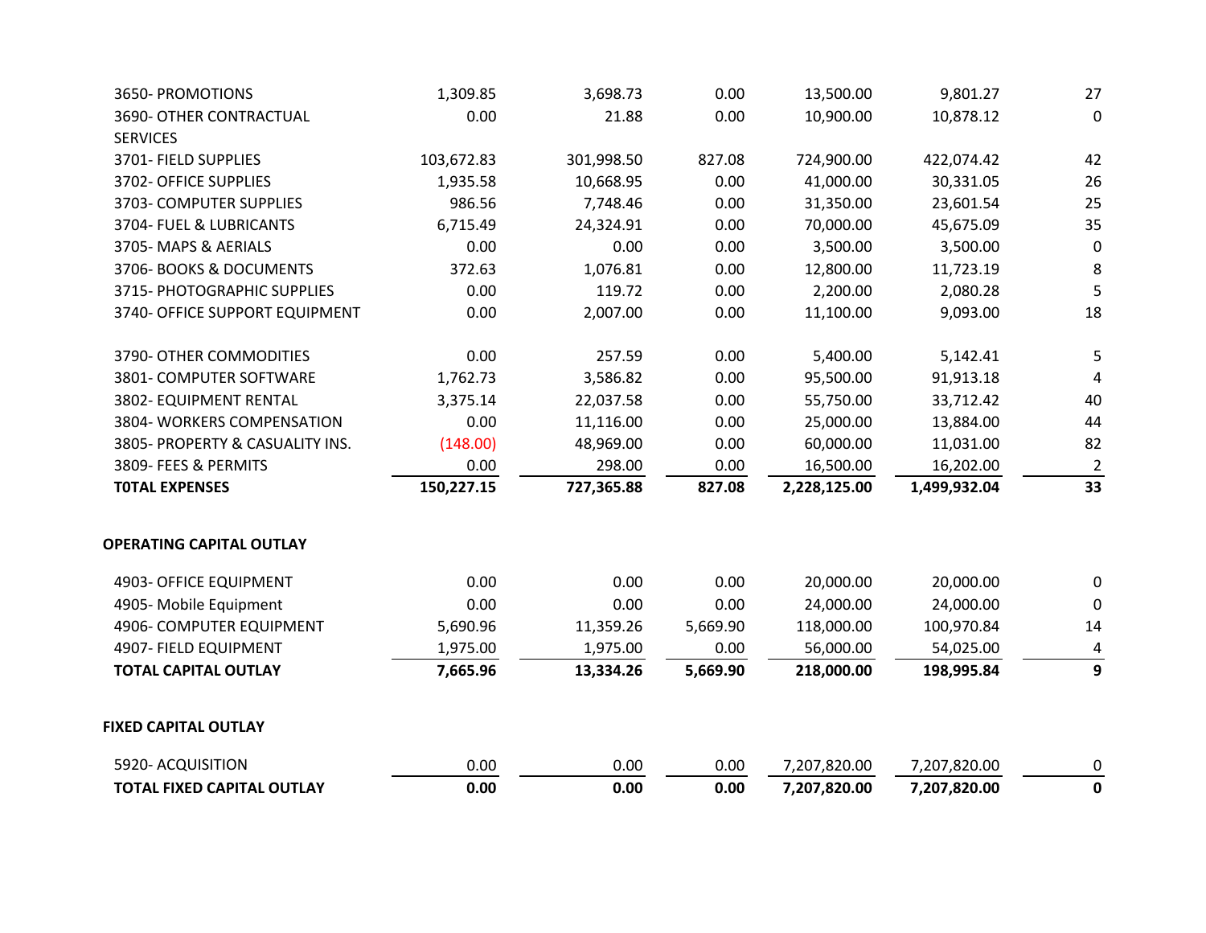| | | | | | | |
|---|---|---|---|---|---|---|
| 3650- PROMOTIONS | 1,309.85 | 3,698.73 | 0.00 | 13,500.00 | 9,801.27 | 27 |
| 3690- OTHER CONTRACTUAL SERVICES | 0.00 | 21.88 | 0.00 | 10,900.00 | 10,878.12 | 0 |
| 3701- FIELD SUPPLIES | 103,672.83 | 301,998.50 | 827.08 | 724,900.00 | 422,074.42 | 42 |
| 3702- OFFICE SUPPLIES | 1,935.58 | 10,668.95 | 0.00 | 41,000.00 | 30,331.05 | 26 |
| 3703- COMPUTER SUPPLIES | 986.56 | 7,748.46 | 0.00 | 31,350.00 | 23,601.54 | 25 |
| 3704- FUEL & LUBRICANTS | 6,715.49 | 24,324.91 | 0.00 | 70,000.00 | 45,675.09 | 35 |
| 3705- MAPS & AERIALS | 0.00 | 0.00 | 0.00 | 3,500.00 | 3,500.00 | 0 |
| 3706- BOOKS & DOCUMENTS | 372.63 | 1,076.81 | 0.00 | 12,800.00 | 11,723.19 | 8 |
| 3715- PHOTOGRAPHIC SUPPLIES | 0.00 | 119.72 | 0.00 | 2,200.00 | 2,080.28 | 5 |
| 3740- OFFICE SUPPORT EQUIPMENT | 0.00 | 2,007.00 | 0.00 | 11,100.00 | 9,093.00 | 18 |
| 3790- OTHER COMMODITIES | 0.00 | 257.59 | 0.00 | 5,400.00 | 5,142.41 | 5 |
| 3801- COMPUTER SOFTWARE | 1,762.73 | 3,586.82 | 0.00 | 95,500.00 | 91,913.18 | 4 |
| 3802- EQUIPMENT RENTAL | 3,375.14 | 22,037.58 | 0.00 | 55,750.00 | 33,712.42 | 40 |
| 3804- WORKERS COMPENSATION | 0.00 | 11,116.00 | 0.00 | 25,000.00 | 13,884.00 | 44 |
| 3805- PROPERTY & CASUALITY INS. | (148.00) | 48,969.00 | 0.00 | 60,000.00 | 11,031.00 | 82 |
| 3809- FEES & PERMITS | 0.00 | 298.00 | 0.00 | 16,500.00 | 16,202.00 | 2 |
| **T0TAL EXPENSES** | **150,227.15** | **727,365.88** | **827.08** | **2,228,125.00** | **1,499,932.04** | **33** |

**OPERATING CAPITAL OUTLAY**

| | | | | | | |
|---|---|---|---|---|---|---|
| 4903- OFFICE EQUIPMENT | 0.00 | 0.00 | 0.00 | 20,000.00 | 20,000.00 | 0 |
| 4905- Mobile Equipment | 0.00 | 0.00 | 0.00 | 24,000.00 | 24,000.00 | 0 |
| 4906- COMPUTER EQUIPMENT | 5,690.96 | 11,359.26 | 5,669.90 | 118,000.00 | 100,970.84 | 14 |
| 4907- FIELD EQUIPMENT | 1,975.00 | 1,975.00 | 0.00 | 56,000.00 | 54,025.00 | 4 |
| **TOTAL CAPITAL OUTLAY** | **7,665.96** | **13,334.26** | **5,669.90** | **218,000.00** | **198,995.84** | **9** |

**FIXED CAPITAL OUTLAY**

| | | | | | | |
|---|---|---|---|---|---|---|
| 5920- ACQUISITION | 0.00 | 0.00 | 0.00 | 7,207,820.00 | 7,207,820.00 | 0 |
| **TOTAL FIXED CAPITAL OUTLAY** | **0.00** | **0.00** | **0.00** | **7,207,820.00** | **7,207,820.00** | **0** |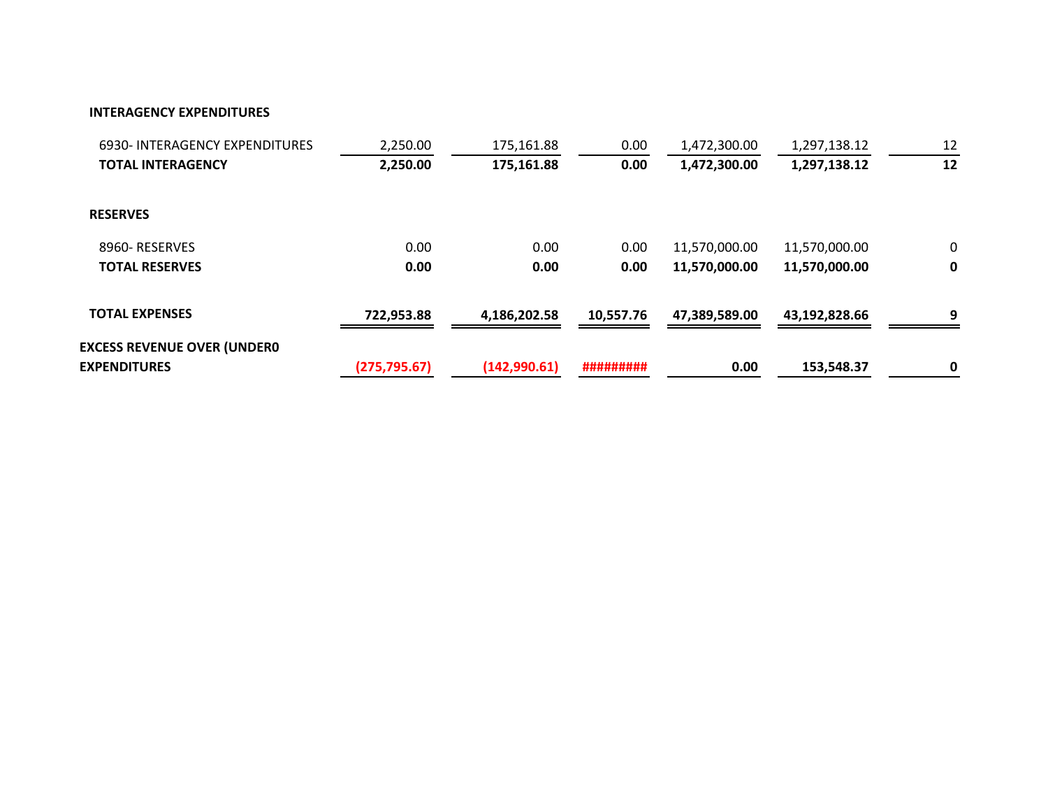| | | | | | | |
|---|---|---|---|---|---|---|
| **INTERAGENCY EXPENDITURES** | | | | | | |
| 6930- INTERAGENCY EXPENDITURES | 2,250.00 | 175,161.88 | 0.00 | 1,472,300.00 | 1,297,138.12 | 12 |
| **TOTAL INTERAGENCY** | **2,250.00** | **175,161.88** | **0.00** | **1,472,300.00** | **1,297,138.12** | **12** |
| **RESERVES** | | | | | | |
| 8960- RESERVES | 0.00 | 0.00 | 0.00 | 11,570,000.00 | 11,570,000.00 | 0 |
| **TOTAL RESERVES** | **0.00** | **0.00** | **0.00** | **11,570,000.00** | **11,570,000.00** | **0** |
| **TOTAL EXPENSES** | **722,953.88** | **4,186,202.58** | **10,557.76** | **47,389,589.00** | **43,192,828.66** | **9** |
| **EXCESS REVENUE OVER (UNDER0 EXPENDITURES** | **(275,795.67)** | **(142,990.61)** | **#########** | **0.00** | **153,548.37** | **0** |